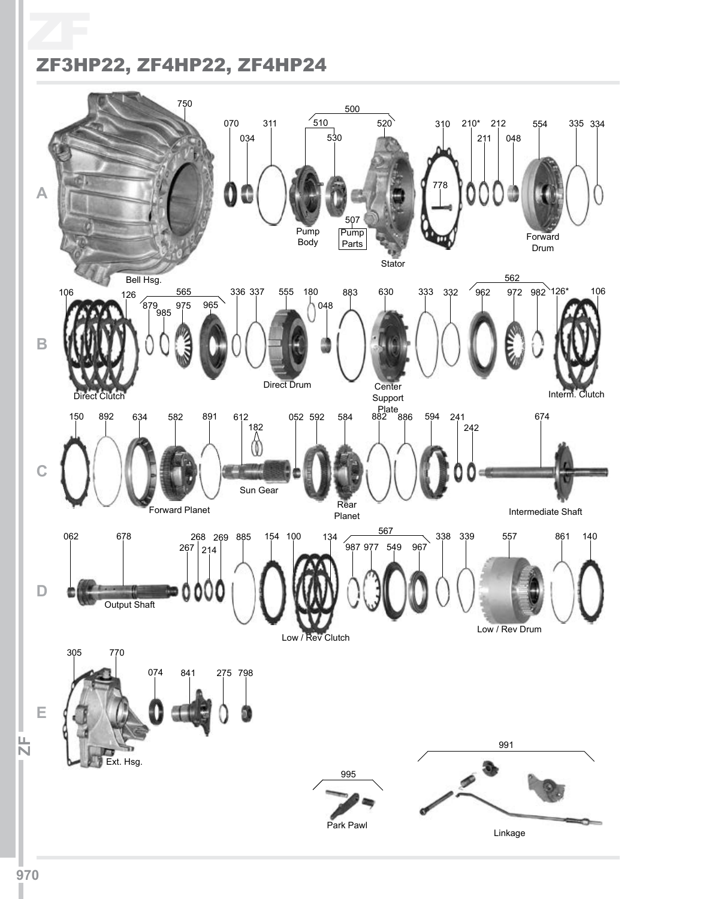# ZF3HP22, ZF4HP22, ZF4HP24

**A**

750 Bell Hsg.
070
034
311
500
510 Pump Body
530
507 Pump Parts
520 Stator
310
778
210*
211
212
048
554 Forward Drum
335
334

**B**

106
126
Direct Clutch
565
879
985
975
965
336
337
555 Direct Drum
180
048
883
630 Center Support Plate
333
332
562
962
972
982
126*
106
Interm. Clutch

**C**

150
892
634
582 Forward Planet
891
612 Sun Gear
182
052
592
584 Rear Planet
882
886
594
241
242
674 Intermediate Shaft

**D**

062
678 Output Shaft
268
267
269
214
885
154
100
134
Low / Rev Clutch
567
987
977
549
967
338
339
557 Low / Rev Drum
861
140

**E**

305
770 Ext. Hsg.
074
841
275
798
995 Park Pawl
991 Linkage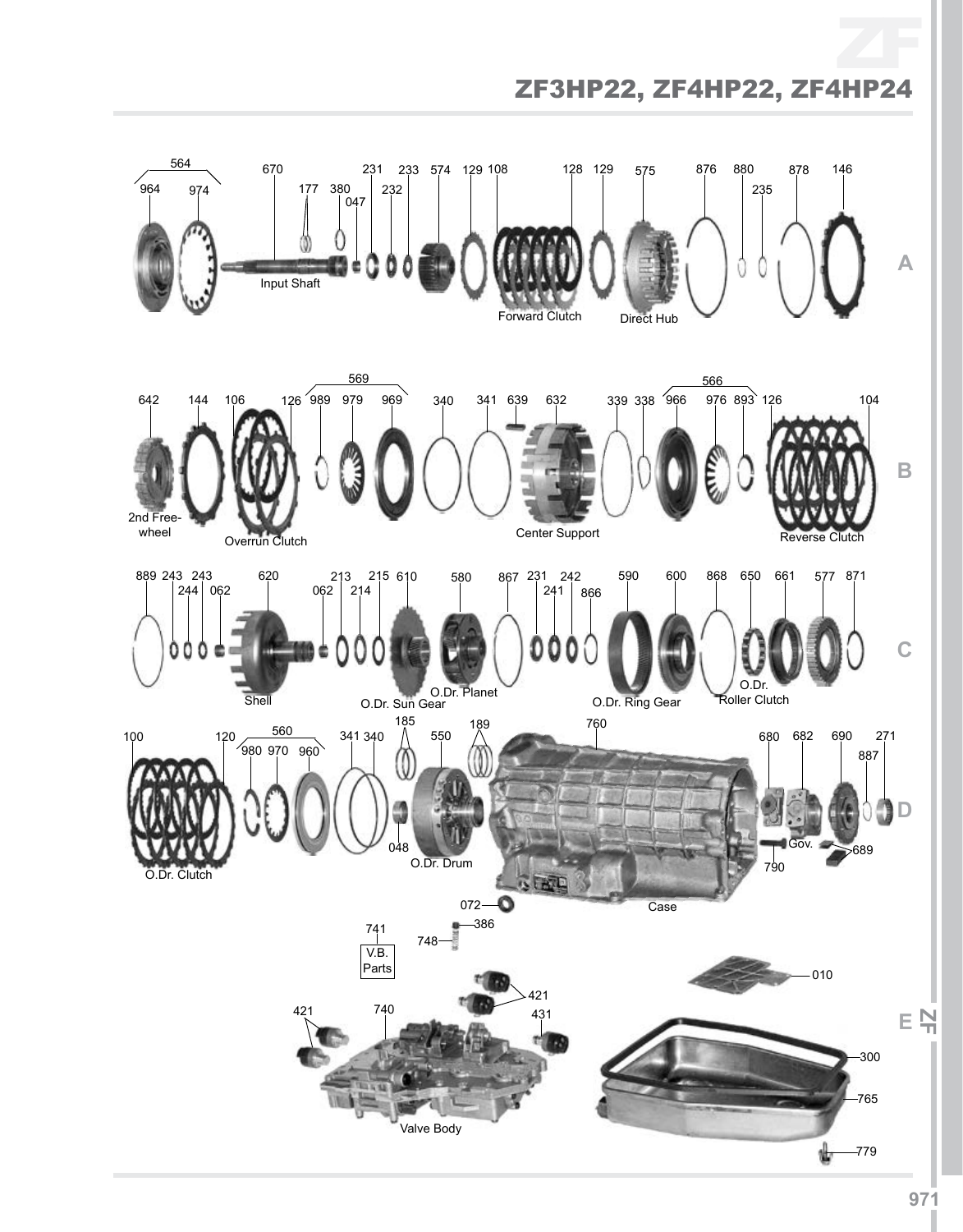# ZF3HP22, ZF4HP22, ZF4HP24

## A

564 — 964, 974

670 — Input Shaft

177, 380, 047, 231, 232, 233, 574, 129, 108, 128, 129

Forward Clutch

575 — Direct Hub

876, 880, 235, 878, 146

## B

642 — 2nd Freewheel

144, 106, 126 — Overrun Clutch

569 — 989, 979, 969

340, 341, 639

632 — Center Support

339, 338

566 — 966, 976, 893

126, 104 — Reverse Clutch

## C

889, 243, 244, 243, 062

620 — Shell

062, 213, 214, 215

610 — O.Dr. Sun Gear

580 — O.Dr. Planet

867, 231, 241, 242, 866

590 — O.Dr. Ring Gear

600, 868

650 — O.Dr. Roller Clutch

661, 577, 871

## D

100, 120 — O.Dr. Clutch

560 — 980, 970, 960

341, 340, 185, 048

550 — O.Dr. Drum

189

760 — Case

680, 682, 690, 887, 271

Gov., 689, 790

## E

072, 386, 748

741 — V.B. Parts

421, 431

740 — Valve Body

010, 300, 765, 779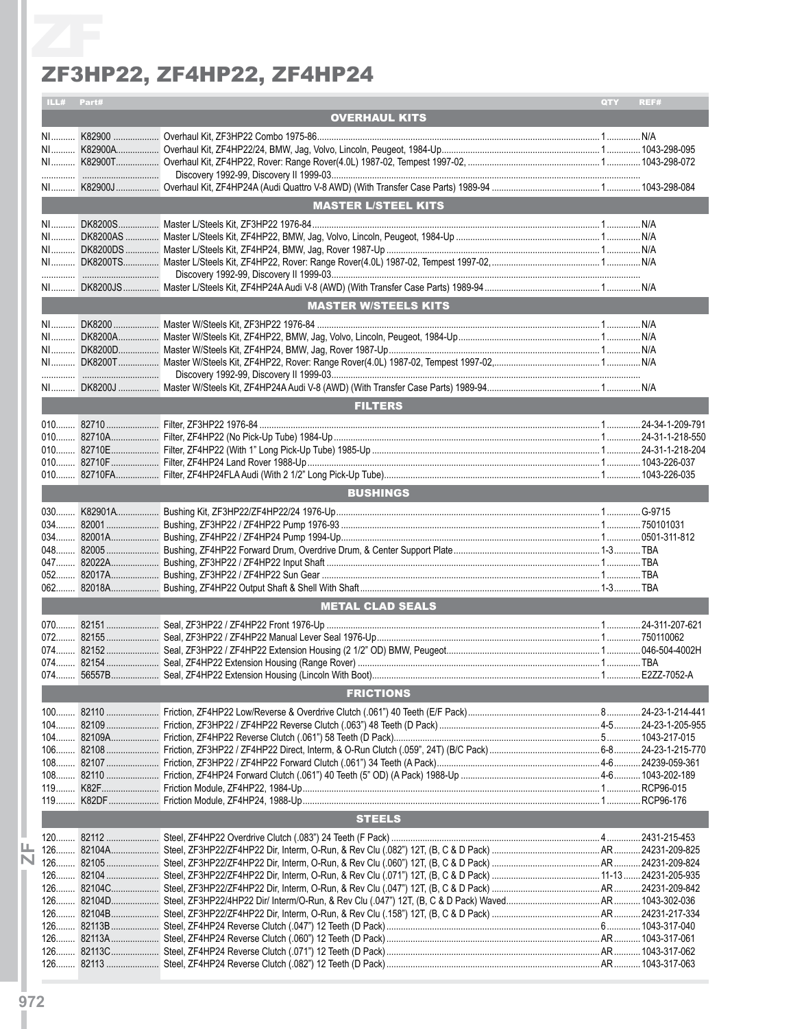# ZF3HP22, ZF4HP22, ZF4HP24

| ILL# | Part# | | QTY | REF# |
|---|---|---|---|---|
| | | **OVERHAUL KITS** | | |
| NI | K82900 | Overhaul Kit, ZF3HP22 Combo 1975-86 | 1 | N/A |
| NI | K82900A | Overhaul Kit, ZF4HP22/24, BMW, Jag, Volvo, Lincoln, Peugeot, 1984-Up | 1 | 1043-298-095 |
| NI | K82900T | Overhaul Kit, ZF4HP22, Rover: Range Rover(4.0L) 1987-02, Tempest 1997-02, | 1 | 1043-298-072 |
| | | Discovery 1992-99, Discovery II 1999-03 | | |
| NI | K82900J | Overhaul Kit, ZF4HP24A (Audi Quattro V-8 AWD) (With Transfer Case Parts) 1989-94 | 1 | 1043-298-084 |
| | | **MASTER L/STEEL KITS** | | |
| NI | DK8200S | Master L/Steels Kit, ZF3HP22 1976-84 | 1 | N/A |
| NI | DK8200AS | Master L/Steels Kit, ZF4HP22, BMW, Jag, Volvo, Lincoln, Peugeot, 1984-Up | 1 | N/A |
| NI | DK8200DS | Master L/Steels Kit, ZF4HP24, BMW, Jag, Rover 1987-Up | 1 | N/A |
| NI | DK8200TS | Master L/Steels Kit, ZF4HP22, Rover: Range Rover(4.0L) 1987-02, Tempest 1997-02, | 1 | N/A |
| | | Discovery 1992-99, Discovery II 1999-03 | | |
| NI | DK8200JS | Master L/Steels Kit, ZF4HP24A Audi V-8 (AWD) (With Transfer Case Parts) 1989-94 | 1 | N/A |
| | | **MASTER W/STEELS KITS** | | |
| NI | DK8200 | Master W/Steels Kit, ZF3HP22 1976-84 | 1 | N/A |
| NI | DK8200A | Master W/Steels Kit, ZF4HP22, BMW, Jag, Volvo, Lincoln, Peugeot, 1984-Up | 1 | N/A |
| NI | DK8200D | Master W/Steels Kit, ZF4HP24, BMW, Jag, Rover 1987-Up | 1 | N/A |
| NI | DK8200T | Master W/Steels Kit, ZF4HP22, Rover: Range Rover(4.0L) 1987-02, Tempest 1997-02, | 1 | N/A |
| | | Discovery 1992-99, Discovery II 1999-03 | | |
| NI | DK8200J | Master W/Steels Kit, ZF4HP24A Audi V-8 (AWD) (With Transfer Case Parts) 1989-94 | 1 | N/A |
| | | **FILTERS** | | |
| 010 | 82710 | Filter, ZF3HP22 1976-84 | 1 | 24-34-1-209-791 |
| 010 | 82710A | Filter, ZF4HP22 (No Pick-Up Tube) 1984-Up | 1 | 24-31-1-218-550 |
| 010 | 82710E | Filter, ZF4HP22 (With 1" Long Pick-Up Tube) 1985-Up | 1 | 24-31-1-218-204 |
| 010 | 82710F | Filter, ZF4HP24 Land Rover 1988-Up | 1 | 1043-226-037 |
| 010 | 82710FA | Filter, ZF4HP24FLA Audi (With 2 1/2" Long Pick-Up Tube) | 1 | 1043-226-035 |
| | | **BUSHINGS** | | |
| 030 | K82901A | Bushing Kit, ZF3HP22/ZF4HP22/24 1976-Up | 1 | G-9715 |
| 034 | 82001 | Bushing, ZF3HP22 / ZF4HP22 Pump 1976-93 | 1 | 750101031 |
| 034 | 82001A | Bushing, ZF4HP22 / ZF4HP24 Pump 1994-Up | 1 | 0501-311-812 |
| 048 | 82005 | Bushing, ZF4HP22 Forward Drum, Overdrive Drum, & Center Support Plate | 1-3 | TBA |
| 047 | 82022A | Bushing, ZF3HP22 / ZF4HP22 Input Shaft | 1 | TBA |
| 052 | 82017A | Bushing, ZF3HP22 / ZF4HP22 Sun Gear | 1 | TBA |
| 062 | 82018A | Bushing, ZF4HP22 Output Shaft & Shell With Shaft | 1-3 | TBA |
| | | **METAL CLAD SEALS** | | |
| 070 | 82151 | Seal, ZF3HP22 / ZF4HP22 Front 1976-Up | 1 | 24-311-207-621 |
| 072 | 82155 | Seal, ZF3HP22 / ZF4HP22 Manual Lever Seal 1976-Up | 1 | 750110062 |
| 074 | 82152 | Seal, ZF3HP22 / ZF4HP22 Extension Housing (2 1/2" OD) BMW, Peugeot | 1 | 046-504-4002H |
| 074 | 82154 | Seal, ZF4HP22 Extension Housing (Range Rover) | 1 | TBA |
| 074 | 56557B | Seal, ZF4HP22 Extension Housing (Lincoln With Boot) | 1 | E2ZZ-7052-A |
| | | **FRICTIONS** | | |
| 100 | 82110 | Friction, ZF4HP22 Low/Reverse & Overdrive Clutch (.061") 40 Teeth (E/F Pack) | 8 | 24-23-1-214-441 |
| 104 | 82109 | Friction, ZF3HP22 / ZF4HP22 Reverse Clutch (.063") 48 Teeth (D Pack) | 4-5 | 24-23-1-205-955 |
| 104 | 82109A | Friction, ZF4HP22 Reverse Clutch (.061") 58 Teeth (D Pack) | 5 | 1043-217-015 |
| 106 | 82108 | Friction, ZF3HP22 / ZF4HP22 Direct, Interm, & O-Run Clutch (.059", 24T) (B/C Pack) | 6-8 | 24-23-1-215-770 |
| 108 | 82107 | Friction, ZF3HP22 / ZF4HP22 Forward Clutch (.061") 34 Teeth (A Pack) | 4-6 | 24239-059-361 |
| 108 | 82110 | Friction, ZF4HP24 Forward Clutch (.061") 40 Teeth (5" OD) (A Pack) 1988-Up | 4-6 | 1043-202-189 |
| 119 | K82F | Friction Module, ZF4HP22, 1984-Up | 1 | RCP96-015 |
| 119 | K82DF | Friction Module, ZF4HP24, 1988-Up | 1 | RCP96-176 |
| | | **STEELS** | | |
| 120 | 82112 | Steel, ZF4HP22 Overdrive Clutch (.083") 24 Teeth (F Pack) | 4 | 2431-215-453 |
| 126 | 82104A | Steel, ZF3HP22/ZF4HP22 Dir, Interm, O-Run, & Rev Clu (.082") 12T, (B, C & D Pack) | AR | 24231-209-825 |
| 126 | 82105 | Steel, ZF3HP22/ZF4HP22 Dir, Interm, O-Run, & Rev Clu (.060") 12T, (B, C & D Pack) | AR | 24231-209-824 |
| 126 | 82104 | Steel, ZF3HP22/ZF4HP22 Dir, Interm, O-Run, & Rev Clu (.071") 12T, (B, C & D Pack) | 11-13 | 24231-205-935 |
| 126 | 82104C | Steel, ZF3HP22/ZF4HP22 Dir, Interm, O-Run, & Rev Clu (.047") 12T, (B, C & D Pack) | AR | 24231-209-842 |
| 126 | 82104D | Steel, ZF3HP22/4HP22 Dir/ Interm/O-Run, & Rev Clu (.047") 12T, (B, C & D Pack) Waved | AR | 1043-302-036 |
| 126 | 82104B | Steel, ZF3HP22/ZF4HP22 Dir, Interm, O-Run, & Rev Clu (.158") 12T, (B, C & D Pack) | AR | 24231-217-334 |
| 126 | 82113B | Steel, ZF4HP24 Reverse Clutch (.047") 12 Teeth (D Pack) | 6 | 1043-317-040 |
| 126 | 82113A | Steel, ZF4HP24 Reverse Clutch (.060") 12 Teeth (D Pack) | AR | 1043-317-061 |
| 126 | 82113C | Steel, ZF4HP24 Reverse Clutch (.071") 12 Teeth (D Pack) | AR | 1043-317-062 |
| 126 | 82113 | Steel, ZF4HP24 Reverse Clutch (.082") 12 Teeth (D Pack) | AR | 1043-317-063 |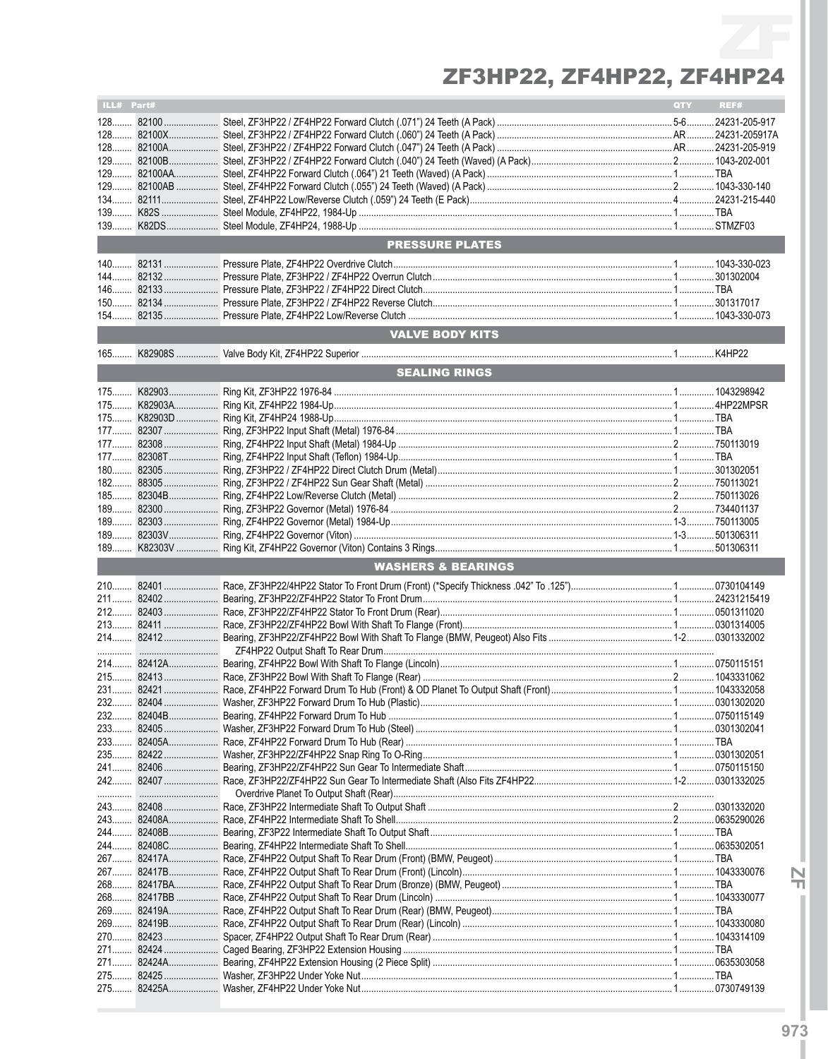# ZF3HP22, ZF4HP22, ZF4HP24

| ILL# | Part# | | QTY | REF# |
|---|---|---|---|---|
| 128 | 82100 | Steel, ZF3HP22 / ZF4HP22 Forward Clutch (.071") 24 Teeth (A Pack) | 5-6 | 24231-205-917 |
| 128 | 82100X | Steel, ZF3HP22 / ZF4HP22 Forward Clutch (.060") 24 Teeth (A Pack) | AR | 24231-205917A |
| 128 | 82100A | Steel, ZF3HP22 / ZF4HP22 Forward Clutch (.047") 24 Teeth (A Pack) | AR | 24231-205-919 |
| 129 | 82100B | Steel, ZF3HP22 / ZF4HP22 Forward Clutch (.040") 24 Teeth (Waved) (A Pack) | 2 | 1043-202-001 |
| 129 | 82100AA | Steel, ZF4HP22 Forward Clutch (.064") 21 Teeth (Waved) (A Pack) | 1 | TBA |
| 129 | 82100AB | Steel, ZF4HP22 Forward Clutch (.055") 24 Teeth (Waved) (A Pack) | 2 | 1043-330-140 |
| 134 | 82111 | Steel, ZF4HP22 Low/Reverse Clutch (.059") 24 Teeth (E Pack) | 4 | 24231-215-440 |
| 139 | K82S | Steel Module, ZF4HP22, 1984-Up | 1 | TBA |
| 139 | K82DS | Steel Module, ZF4HP24, 1988-Up | 1 | STMZF03 |
| | | **PRESSURE PLATES** | | |
| 140 | 82131 | Pressure Plate, ZF4HP22 Overdrive Clutch | 1 | 1043-330-023 |
| 144 | 82132 | Pressure Plate, ZF3HP22 / ZF4HP22 Overrun Clutch | 1 | 301302004 |
| 146 | 82133 | Pressure Plate, ZF3HP22 / ZF4HP22 Direct Clutch | 1 | TBA |
| 150 | 82134 | Pressure Plate, ZF3HP22 / ZF4HP22 Reverse Clutch | 1 | 301317017 |
| 154 | 82135 | Pressure Plate, ZF4HP22 Low/Reverse Clutch | 1 | 1043-330-073 |
| | | **VALVE BODY KITS** | | |
| 165 | K82908S | Valve Body Kit, ZF4HP22 Superior | 1 | K4HP22 |
| | | **SEALING RINGS** | | |
| 175 | K82903 | Ring Kit, ZF3HP22 1976-84 | 1 | 1043298942 |
| 175 | K82903A | Ring Kit, ZF4HP22 1984-Up | 1 | 4HP22MPSR |
| 175 | K82903D | Ring Kit, ZF4HP24 1988-Up | 1 | TBA |
| 177 | 82307 | Ring, ZF3HP22 Input Shaft (Metal) 1976-84 | 1 | TBA |
| 177 | 82308 | Ring, ZF4HP22 Input Shaft (Metal) 1984-Up | 2 | 750113019 |
| 177 | 82308T | Ring, ZF4HP22 Input Shaft (Teflon) 1984-Up | 1 | TBA |
| 180 | 82305 | Ring, ZF3HP22 / ZF4HP22 Direct Clutch Drum (Metal) | 1 | 301302051 |
| 182 | 88305 | Ring, ZF3HP22 / ZF4HP22 Sun Gear Shaft (Metal) | 2 | 750113021 |
| 185 | 82304B | Ring, ZF4HP22 Low/Reverse Clutch (Metal) | 2 | 750113026 |
| 189 | 82300 | Ring, ZF3HP22 Governor (Metal) 1976-84 | 2 | 734401137 |
| 189 | 82303 | Ring, ZF4HP22 Governor (Metal) 1984-Up | 1-3 | 750113005 |
| 189 | 82303V | Ring, ZF4HP22 Governor (Viton) | 1-3 | 501306311 |
| 189 | K82303V | Ring Kit, ZF4HP22 Governor (Viton) Contains 3 Rings | 1 | 501306311 |
| | | **WASHERS & BEARINGS** | | |
| 210 | 82401 | Race, ZF3HP22/4HP22 Stator To Front Drum (Front) (*Specify Thickness .042" To .125") | 1 | 0730104149 |
| 211 | 82402 | Bearing, ZF3HP22/ZF4HP22 Stator To Front Drum | 1 | 24231215419 |
| 212 | 82403 | Race, ZF3HP22/ZF4HP22 Stator To Front Drum (Rear) | 1 | 0501311020 |
| 213 | 82411 | Race, ZF3HP22/ZF4HP22 Bowl With Shaft To Flange (Front) | 1 | 0301314005 |
| 214 | 82412 | Bearing, ZF3HP22/ZF4HP22 Bowl With Shaft To Flange (BMW, Peugeot) Also Fits ZF4HP22 Output Shaft To Rear Drum | 1-2 | 0301332002 |
| 214 | 82412A | Bearing, ZF4HP22 Bowl With Shaft To Flange (Lincoln) | 1 | 0750115151 |
| 215 | 82413 | Race, ZF3HP22 Bowl With Shaft To Flange (Rear) | 2 | 1043331062 |
| 231 | 82421 | Race, ZF4HP22 Forward Drum To Hub (Front) & OD Planet To Output Shaft (Front) | 1 | 1043332058 |
| 232 | 82404 | Washer, ZF3HP22 Forward Drum To Hub (Plastic) | 1 | 0301302020 |
| 232 | 82404B | Bearing, ZF4HP22 Forward Drum To Hub | 1 | 0750115149 |
| 233 | 82405 | Washer, ZF3HP22 Forward Drum To Hub (Steel) | 1 | 0301302041 |
| 233 | 82405A | Race, ZF4HP22 Forward Drum To Hub (Rear) | 1 | TBA |
| 235 | 82422 | Washer, ZF3HP22/ZF4HP22 Snap Ring To O-Ring | 1 | 0301302051 |
| 241 | 82406 | Bearing, ZF3HP22/ZF4HP22 Sun Gear To Intermediate Shaft | 1 | 0750115150 |
| 242 | 82407 | Race, ZF3HP22/ZF4HP22 Sun Gear To Intermediate Shaft (Also Fits ZF4HP22 Overdrive Planet To Output Shaft (Rear) | 1-2 | 0301332025 |
| 243 | 82408 | Race, ZF3HP22 Intermediate Shaft To Output Shaft | 2 | 0301332020 |
| 243 | 82408A | Race, ZF4HP22 Intermediate Shaft To Shell | 2 | 0635290026 |
| 244 | 82408B | Bearing, ZF3P22 Intermediate Shaft To Output Shaft | 1 | TBA |
| 244 | 82408C | Bearing, ZF4HP22 Intermediate Shaft To Shell | 1 | 0635302051 |
| 267 | 82417A | Race, ZF4HP22 Output Shaft To Rear Drum (Front) (BMW, Peugeot) | 1 | TBA |
| 267 | 82417B | Race, ZF4HP22 Output Shaft To Rear Drum (Front) (Lincoln) | 1 | 1043330076 |
| 268 | 82417BA | Race, ZF4HP22 Output Shaft To Rear Drum (Bronze) (BMW, Peugeot) | 1 | TBA |
| 268 | 82417BB | Race, ZF4HP22 Output Shaft To Rear Drum (Lincoln) | 1 | 1043330077 |
| 269 | 82419A | Race, ZF4HP22 Output Shaft To Rear Drum (Rear) (BMW, Peugeot) | 1 | TBA |
| 269 | 82419B | Race, ZF4HP22 Output Shaft To Rear Drum (Rear) (Lincoln) | 1 | 1043330080 |
| 270 | 82423 | Spacer, ZF4HP22 Output Shaft To Rear Drum (Rear) | 1 | 1043314109 |
| 271 | 82424 | Caged Bearing, ZF3HP22 Extension Housing | 1 | TBA |
| 271 | 82424A | Bearing, ZF4HP22 Extension Housing (2 Piece Split) | 1 | 0635303058 |
| 275 | 82425 | Washer, ZF3HP22 Under Yoke Nut | 1 | TBA |
| 275 | 82425A | Washer, ZF4HP22 Under Yoke Nut | 1 | 0730749139 |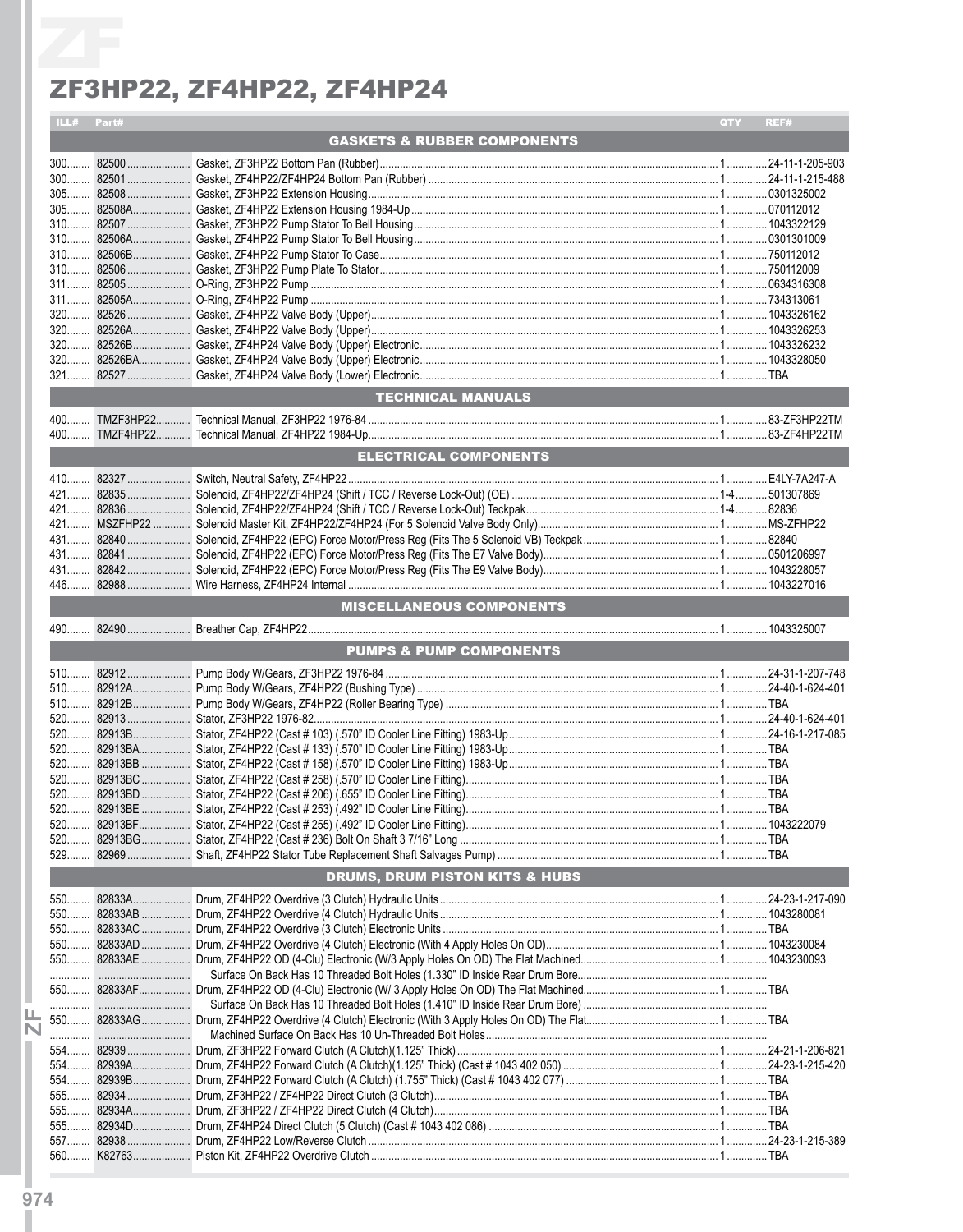# ZF3HP22, ZF4HP22, ZF4HP24

| ILL# | Part# | | QTY | REF# |
|---|---|---|---|---|
| | | **GASKETS & RUBBER COMPONENTS** | | |
| 300 | 82500 | Gasket, ZF3HP22 Bottom Pan (Rubber) | 1 | 24-11-1-205-903 |
| 300 | 82501 | Gasket, ZF4HP22/ZF4HP24 Bottom Pan (Rubber) | 1 | 24-11-1-215-488 |
| 305 | 82508 | Gasket, ZF3HP22 Extension Housing | 1 | 0301325002 |
| 305 | 82508A | Gasket, ZF4HP22 Extension Housing 1984-Up | 1 | 070112012 |
| 310 | 82507 | Gasket, ZF3HP22 Pump Stator To Bell Housing | 1 | 1043322129 |
| 310 | 82506A | Gasket, ZF4HP22 Pump Stator To Bell Housing | 1 | 0301301009 |
| 310 | 82506B | Gasket, ZF4HP22 Pump Stator To Case | 1 | 750112012 |
| 310 | 82506 | Gasket, ZF3HP22 Pump Plate To Stator | 1 | 750112009 |
| 311 | 82505 | O-Ring, ZF3HP22 Pump | 1 | 0634316308 |
| 311 | 82505A | O-Ring, ZF4HP22 Pump | 1 | 734313061 |
| 320 | 82526 | Gasket, ZF4HP22 Valve Body (Upper) | 1 | 1043326162 |
| 320 | 82526A | Gasket, ZF4HP22 Valve Body (Upper) | 1 | 1043326253 |
| 320 | 82526B | Gasket, ZF4HP24 Valve Body (Upper) Electronic | 1 | 1043326232 |
| 320 | 82526BA | Gasket, ZF4HP24 Valve Body (Upper) Electronic | 1 | 1043328050 |
| 321 | 82527 | Gasket, ZF4HP24 Valve Body (Lower) Electronic | 1 | TBA |
| | | **TECHNICAL MANUALS** | | |
| 400 | TMZF3HP22 | Technical Manual, ZF3HP22 1976-84 | 1 | 83-ZF3HP22TM |
| 400 | TMZF4HP22 | Technical Manual, ZF4HP22 1984-Up | 1 | 83-ZF4HP22TM |
| | | **ELECTRICAL COMPONENTS** | | |
| 410 | 82327 | Switch, Neutral Safety, ZF4HP22 | 1 | E4LY-7A247-A |
| 421 | 82835 | Solenoid, ZF4HP22/ZF4HP24 (Shift / TCC / Reverse Lock-Out) (OE) | 1-4 | 501307869 |
| 421 | 82836 | Solenoid, ZF4HP22/ZF4HP24 (Shift / TCC / Reverse Lock-Out) Teckpak | 1-4 | 82836 |
| 421 | MSZFHP22 | Solenoid Master Kit, ZF4HP22/ZF4HP24 (For 5 Solenoid Valve Body Only) | 1 | MS-ZFHP22 |
| 431 | 82840 | Solenoid, ZF4HP22 (EPC) Force Motor/Press Reg (Fits The 5 Solenoid VB) Teckpak | 1 | 82840 |
| 431 | 82841 | Solenoid, ZF4HP22 (EPC) Force Motor/Press Reg (Fits The E7 Valve Body) | 1 | 0501206997 |
| 431 | 82842 | Solenoid, ZF4HP22 (EPC) Force Motor/Press Reg (Fits The E9 Valve Body) | 1 | 1043228057 |
| 446 | 82988 | Wire Harness, ZF4HP24 Internal | 1 | 1043227016 |
| | | **MISCELLANEOUS COMPONENTS** | | |
| 490 | 82490 | Breather Cap, ZF4HP22 | 1 | 1043325007 |
| | | **PUMPS & PUMP COMPONENTS** | | |
| 510 | 82912 | Pump Body W/Gears, ZF3HP22 1976-84 | 1 | 24-31-1-207-748 |
| 510 | 82912A | Pump Body W/Gears, ZF4HP22 (Bushing Type) | 1 | 24-40-1-624-401 |
| 510 | 82912B | Pump Body W/Gears, ZF4HP22 (Roller Bearing Type) | 1 | TBA |
| 520 | 82913 | Stator, ZF3HP22 1976-82 | 1 | 24-40-1-624-401 |
| 520 | 82913B | Stator, ZF4HP22 (Cast # 103) (.570" ID Cooler Line Fitting) 1983-Up | 1 | 24-16-1-217-085 |
| 520 | 82913BA | Stator, ZF4HP22 (Cast # 133) (.570" ID Cooler Line Fitting) 1983-Up | 1 | TBA |
| 520 | 82913BB | Stator, ZF4HP22 (Cast # 158) (.570" ID Cooler Line Fitting) 1983-Up | 1 | TBA |
| 520 | 82913BC | Stator, ZF4HP22 (Cast # 258) (.570" ID Cooler Line Fitting) | 1 | TBA |
| 520 | 82913BD | Stator, ZF4HP22 (Cast # 206) (.655" ID Cooler Line Fitting) | 1 | TBA |
| 520 | 82913BE | Stator, ZF4HP22 (Cast # 253) (.492" ID Cooler Line Fitting) | 1 | TBA |
| 520 | 82913BF | Stator, ZF4HP22 (Cast # 255) (.492" ID Cooler Line Fitting) | 1 | 1043222079 |
| 520 | 82913BG | Stator, ZF4HP22 (Cast # 236) Bolt On Shaft 3 7/16" Long | 1 | TBA |
| 529 | 82969 | Shaft, ZF4HP22 Stator Tube Replacement Shaft Salvages Pump) | 1 | TBA |
| | | **DRUMS, DRUM PISTON KITS & HUBS** | | |
| 550 | 82833A | Drum, ZF4HP22 Overdrive (3 Clutch) Hydraulic Units | 1 | 24-23-1-217-090 |
| 550 | 82833AB | Drum, ZF4HP22 Overdrive (4 Clutch) Hydraulic Units | 1 | 1043280081 |
| 550 | 82833AC | Drum, ZF4HP22 Overdrive (3 Clutch) Electronic Units | 1 | TBA |
| 550 | 82833AD | Drum, ZF4HP22 Overdrive (4 Clutch) Electronic (With 4 Apply Holes On OD) | 1 | 1043230084 |
| 550 | 82833AE | Drum, ZF4HP22 OD (4-Clu) Electronic (W/3 Apply Holes On OD) The Flat Machined Surface On Back Has 10 Threaded Bolt Holes (1.330" ID Inside Rear Drum Bore | 1 | 1043230093 |
| 550 | 82833AF | Drum, ZF4HP22 OD (4-Clu) Electronic (W/ 3 Apply Holes On OD) The Flat Machined Surface On Back Has 10 Threaded Bolt Holes (1.410" ID Inside Rear Drum Bore) | 1 | TBA |
| 550 | 82833AG | Drum, ZF4HP22 Overdrive (4 Clutch) Electronic (With 3 Apply Holes On OD) The Flat Machined Surface On Back Has 10 Un-Threaded Bolt Holes | 1 | TBA |
| 554 | 82939 | Drum, ZF3HP22 Forward Clutch (A Clutch)(1.125" Thick) | 1 | 24-21-1-206-821 |
| 554 | 82939A | Drum, ZF4HP22 Forward Clutch (A Clutch)(1.125" Thick) (Cast # 1043 402 050) | 1 | 24-23-1-215-420 |
| 554 | 82939B | Drum, ZF4HP22 Forward Clutch (A Clutch) (1.755" Thick) (Cast # 1043 402 077) | 1 | TBA |
| 555 | 82934 | Drum, ZF3HP22 / ZF4HP22 Direct Clutch (3 Clutch) | 1 | TBA |
| 555 | 82934A | Drum, ZF3HP22 / ZF4HP22 Direct Clutch (4 Clutch) | 1 | TBA |
| 555 | 82934D | Drum, ZF4HP24 Direct Clutch (5 Clutch) (Cast # 1043 402 086) | 1 | TBA |
| 557 | 82938 | Drum, ZF4HP22 Low/Reverse Clutch | 1 | 24-23-1-215-389 |
| 560 | K82763 | Piston Kit, ZF4HP22 Overdrive Clutch | 1 | TBA |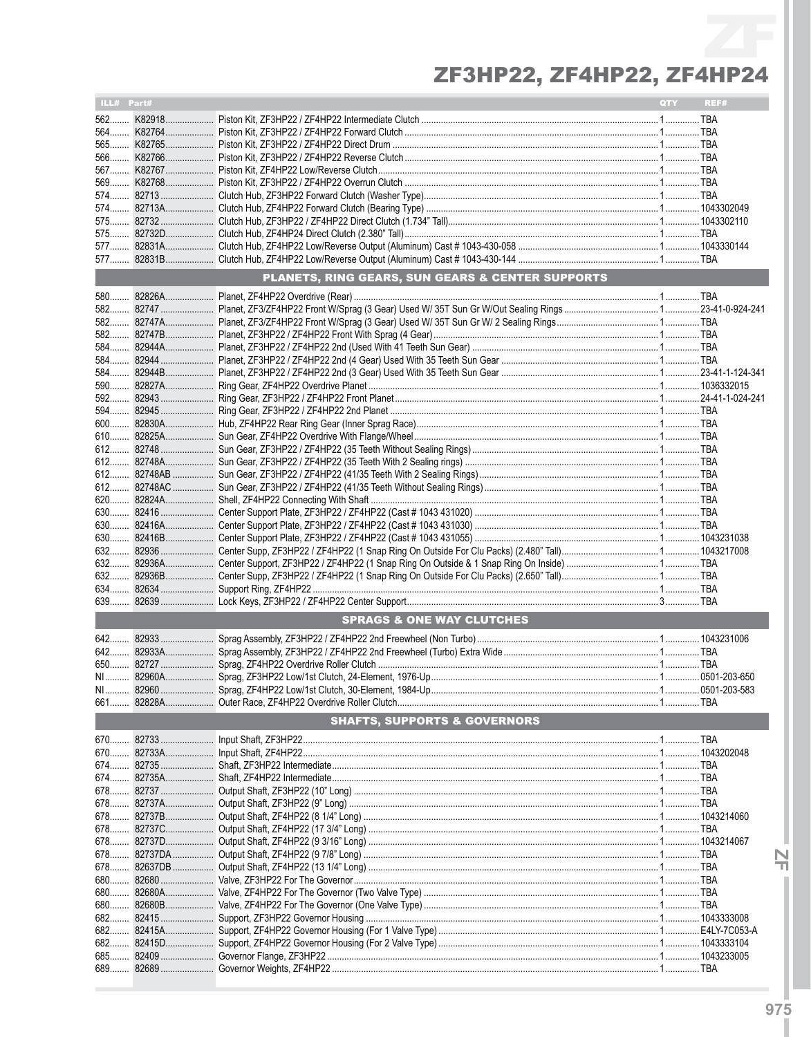# ZF3HP22, ZF4HP22, ZF4HP24

| ILL# | Part# | | QTY | REF# |
|---|---|---|---|---|
| 562 | K82918 | Piston Kit, ZF3HP22 / ZF4HP22 Intermediate Clutch | 1 | TBA |
| 564 | K82764 | Piston Kit, ZF3HP22 / ZF4HP22 Forward Clutch | 1 | TBA |
| 565 | K82765 | Piston Kit, ZF3HP22 / ZF4HP22 Direct Drum | 1 | TBA |
| 566 | K82766 | Piston Kit, ZF3HP22 / ZF4HP22 Reverse Clutch | 1 | TBA |
| 567 | K82767 | Piston Kit, ZF4HP22 Low/Reverse Clutch | 1 | TBA |
| 569 | K82768 | Piston Kit, ZF3HP22 / ZF4HP22 Overrun Clutch | 1 | TBA |
| 574 | 82713 | Clutch Hub, ZF3HP22 Forward Clutch (Washer Type) | 1 | TBA |
| 574 | 82713A | Clutch Hub, ZF4HP22 Forward Clutch (Bearing Type) | 1 | 1043302049 |
| 575 | 82732 | Clutch Hub, ZF3HP22 / ZF4HP22 Direct Clutch (1.734" Tall) | 1 | 1043302110 |
| 575 | 82732D | Clutch Hub, ZF4HP24 Direct Clutch (2.380" Tall) | 1 | TBA |
| 577 | 82831A | Clutch Hub, ZF4HP22 Low/Reverse Output (Aluminum) Cast # 1043-430-058 | 1 | 1043330144 |
| 577 | 82831B | Clutch Hub, ZF4HP22 Low/Reverse Output (Aluminum) Cast # 1043-430-144 | 1 | TBA |
| | | **PLANETS, RING GEARS, SUN GEARS & CENTER SUPPORTS** | | |
| 580 | 82826A | Planet, ZF4HP22 Overdrive (Rear) | 1 | TBA |
| 582 | 82747 | Planet, ZF3/ZF4HP22 Front W/Sprag (3 Gear) Used W/ 35T Sun Gr W/Out Sealing Rings | 1 | 23-41-0-924-241 |
| 582 | 82747A | Planet, ZF3/ZF4HP22 Front W/Sprag (3 Gear) Used W/ 35T Sun Gr W/ 2 Sealing Rings | 1 | TBA |
| 582 | 82747B | Planet, ZF3HP22 / ZF4HP22 Front With Sprag (4 Gear) | 1 | TBA |
| 584 | 82944A | Planet, ZF3HP22 / ZF4HP22 2nd (Used With 41 Teeth Sun Gear) | 1 | TBA |
| 584 | 82944 | Planet, ZF3HP22 / ZF4HP22 2nd (4 Gear) Used With 35 Teeth Sun Gear | 1 | TBA |
| 584 | 82944B | Planet, ZF3HP22 / ZF4HP22 2nd (3 Gear) Used With 35 Teeth Sun Gear | 1 | 23-41-1-124-341 |
| 590 | 82827A | Ring Gear, ZF4HP22 Overdrive Planet | 1 | 1036332015 |
| 592 | 82943 | Ring Gear, ZF3HP22 / ZF4HP22 Front Planet | 1 | 24-41-1-024-241 |
| 594 | 82945 | Ring Gear, ZF3HP22 / ZF4HP22 2nd Planet | 1 | TBA |
| 600 | 82830A | Hub, ZF4HP22 Rear Ring Gear (Inner Sprag Race) | 1 | TBA |
| 610 | 82825A | Sun Gear, ZF4HP22 Overdrive With Flange/Wheel | 1 | TBA |
| 612 | 82748 | Sun Gear, ZF3HP22 / ZF4HP22 (35 Teeth Without Sealing Rings) | 1 | TBA |
| 612 | 82748A | Sun Gear, ZF3HP22 / ZF4HP22 (35 Teeth With 2 Sealing rings) | 1 | TBA |
| 612 | 82748AB | Sun Gear, ZF3HP22 / ZF4HP22 (41/35 Teeth With 2 Sealing Rings) | 1 | TBA |
| 612 | 82748AC | Sun Gear, ZF3HP22 / ZF4HP22 (41/35 Teeth Without Sealing Rings) | 1 | TBA |
| 620 | 82824A | Shell, ZF4HP22 Connecting With Shaft | 1 | TBA |
| 630 | 82416 | Center Support Plate, ZF3HP22 / ZF4HP22 (Cast # 1043 431020) | 1 | TBA |
| 630 | 82416A | Center Support Plate, ZF3HP22 / ZF4HP22 (Cast # 1043 431030) | 1 | TBA |
| 630 | 82416B | Center Support Plate, ZF3HP22 / ZF4HP22 (Cast # 1043 431055) | 1 | 1043231038 |
| 632 | 82936 | Center Supp, ZF3HP22 / ZF4HP22 (1 Snap Ring On Outside For Clu Packs) (2.480" Tall) | 1 | 1043217008 |
| 632 | 82936A | Center Support, ZF3HP22 / ZF4HP22 (1 Snap Ring On Outside & 1 Snap Ring On Inside) | 1 | TBA |
| 632 | 82936B | Center Supp, ZF3HP22 / ZF4HP22 (1 Snap Ring On Outside For Clu Packs) (2.650" Tall) | 1 | TBA |
| 634 | 82634 | Support Ring, ZF4HP22 | 1 | TBA |
| 639 | 82639 | Lock Keys, ZF3HP22 / ZF4HP22 Center Support | 3 | TBA |
| | | **SPRAGS & ONE WAY CLUTCHES** | | |
| 642 | 82933 | Sprag Assembly, ZF3HP22 / ZF4HP22 2nd Freewheel (Non Turbo) | 1 | 1043231006 |
| 642 | 82933A | Sprag Assembly, ZF3HP22 / ZF4HP22 2nd Freewheel (Turbo) Extra Wide | 1 | TBA |
| 650 | 82727 | Sprag, ZF4HP22 Overdrive Roller Clutch | 1 | TBA |
| NI | 82960A | Sprag, ZF3HP22 Low/1st Clutch, 24-Element, 1976-Up | 1 | 0501-203-650 |
| NI | 82960 | Sprag, ZF4HP22 Low/1st Clutch, 30-Element, 1984-Up | 1 | 0501-203-583 |
| 661 | 82828A | Outer Race, ZF4HP22 Overdrive Roller Clutch | 1 | TBA |
| | | **SHAFTS, SUPPORTS & GOVERNORS** | | |
| 670 | 82733 | Input Shaft, ZF3HP22 | 1 | TBA |
| 670 | 82733A | Input Shaft, ZF4HP22 | 1 | 1043202048 |
| 674 | 82735 | Shaft, ZF3HP22 Intermediate | 1 | TBA |
| 674 | 82735A | Shaft, ZF4HP22 Intermediate | 1 | TBA |
| 678 | 82737 | Output Shaft, ZF3HP22 (10" Long) | 1 | TBA |
| 678 | 82737A | Output Shaft, ZF3HP22 (9" Long) | 1 | TBA |
| 678 | 82737B | Output Shaft, ZF4HP22 (8 1/4" Long) | 1 | 1043214060 |
| 678 | 82737C | Output Shaft, ZF4HP22 (17 3/4" Long) | 1 | TBA |
| 678 | 82737D | Output Shaft, ZF4HP22 (9 3/16" Long) | 1 | 1043214067 |
| 678 | 82737DA | Output Shaft, ZF4HP22 (9 7/8" Long) | 1 | TBA |
| 678 | 82637DB | Output Shaft, ZF4HP22 (13 1/4" Long) | 1 | TBA |
| 680 | 82680 | Valve, ZF3HP22 For The Governor | 1 | TBA |
| 680 | 82680A | Valve, ZF4HP22 For The Governor (Two Valve Type) | 1 | TBA |
| 680 | 82680B | Valve, ZF4HP22 For The Governor (One Valve Type) | 1 | TBA |
| 682 | 82415 | Support, ZF3HP22 Governor Housing | 1 | 1043333008 |
| 682 | 82415A | Support, ZF4HP22 Governor Housing (For 1 Valve Type) | 1 | E4LY-7C053-A |
| 682 | 82415D | Support, ZF4HP22 Governor Housing (For 2 Valve Type) | 1 | 1043333104 |
| 685 | 82409 | Governor Flange, ZF3HP22 | 1 | 1043233005 |
| 689 | 82689 | Governor Weights, ZF4HP22 | 1 | TBA |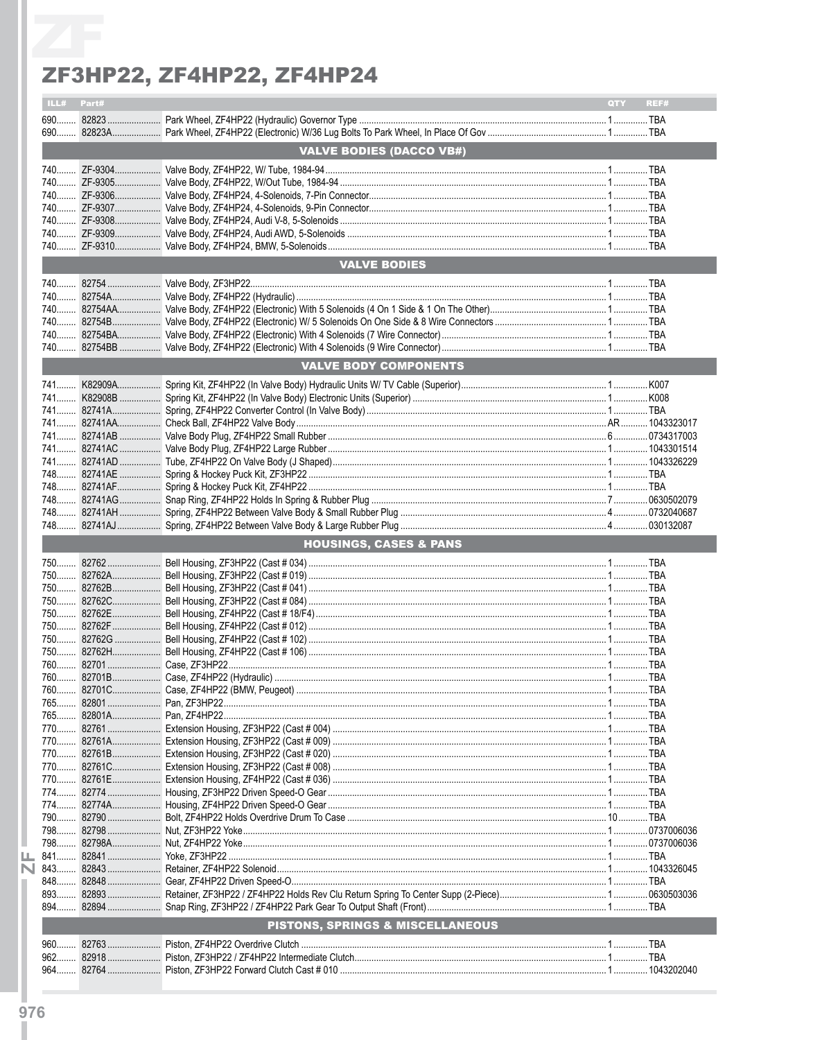# ZF3HP22, ZF4HP22, ZF4HP24

| ILL# | Part# | | QTY | REF# |
|---|---|---|---|---|
| 690 | 82823 | Park Wheel, ZF4HP22 (Hydraulic) Governor Type | 1 | TBA |
| 690 | 82823A | Park Wheel, ZF4HP22 (Electronic) W/36 Lug Bolts To Park Wheel, In Place Of Gov | 1 | TBA |
| | | **VALVE BODIES (DACCO VB#)** | | |
| 740 | ZF-9304 | Valve Body, ZF4HP22, W/ Tube, 1984-94 | 1 | TBA |
| 740 | ZF-9305 | Valve Body, ZF4HP22, W/Out Tube, 1984-94 | 1 | TBA |
| 740 | ZF-9306 | Valve Body, ZF4HP24, 4-Solenoids, 7-Pin Connector | 1 | TBA |
| 740 | ZF-9307 | Valve Body, ZF4HP24, 4-Solenoids, 9-Pin Connector | 1 | TBA |
| 740 | ZF-9308 | Valve Body, ZF4HP24, Audi V-8, 5-Solenoids | 1 | TBA |
| 740 | ZF-9309 | Valve Body, ZF4HP24, Audi AWD, 5-Solenoids | 1 | TBA |
| 740 | ZF-9310 | Valve Body, ZF4HP24, BMW, 5-Solenoids | 1 | TBA |
| | | **VALVE BODIES** | | |
| 740 | 82754 | Valve Body, ZF3HP22 | 1 | TBA |
| 740 | 82754A | Valve Body, ZF4HP22 (Hydraulic) | 1 | TBA |
| 740 | 82754AA | Valve Body, ZF4HP22 (Electronic) With 5 Solenoids (4 On 1 Side & 1 On The Other) | 1 | TBA |
| 740 | 82754B | Valve Body, ZF4HP22 (Electronic) W/ 5 Solenoids On One Side & 8 Wire Connectors | 1 | TBA |
| 740 | 82754BA | Valve Body, ZF4HP22 (Electronic) With 4 Solenoids (7 Wire Connector) | 1 | TBA |
| 740 | 82754BB | Valve Body, ZF4HP22 (Electronic) With 4 Solenoids (9 Wire Connector) | 1 | TBA |
| | | **VALVE BODY COMPONENTS** | | |
| 741 | K82909A | Spring Kit, ZF4HP22 (In Valve Body) Hydraulic Units W/ TV Cable (Superior) | 1 | K007 |
| 741 | K82908B | Spring Kit, ZF4HP22 (In Valve Body) Electronic Units (Superior) | 1 | K008 |
| 741 | 82741A | Spring, ZF4HP22 Converter Control (In Valve Body) | 1 | TBA |
| 741 | 82741AA | Check Ball, ZF4HP22 Valve Body | AR | 1043323017 |
| 741 | 82741AB | Valve Body Plug, ZF4HP22 Small Rubber | 6 | 0734317003 |
| 741 | 82741AC | Valve Body Plug, ZF4HP22 Large Rubber | 1 | 1043301514 |
| 741 | 82741AD | Tube, ZF4HP22 On Valve Body (J Shaped) | 1 | 1043326229 |
| 748 | 82741AE | Spring & Hockey Puck Kit, ZF3HP22 | 1 | TBA |
| 748 | 82741AF | Spring & Hockey Puck Kit, ZF4HP22 | 1 | TBA |
| 748 | 82741AG | Snap Ring, ZF4HP22 Holds In Spring & Rubber Plug | 7 | 0630502079 |
| 748 | 82741AH | Spring, ZF4HP22 Between Valve Body & Small Rubber Plug | 4 | 0732040687 |
| 748 | 82741AJ | Spring, ZF4HP22 Between Valve Body & Large Rubber Plug | 4 | 030132087 |
| | | **HOUSINGS, CASES & PANS** | | |
| 750 | 82762 | Bell Housing, ZF3HP22 (Cast # 034) | 1 | TBA |
| 750 | 82762A | Bell Housing, ZF3HP22 (Cast # 019) | 1 | TBA |
| 750 | 82762B | Bell Housing, ZF3HP22 (Cast # 041) | 1 | TBA |
| 750 | 82762C | Bell Housing, ZF3HP22 (Cast # 084) | 1 | TBA |
| 750 | 82762E | Bell Housing, ZF4HP22 (Cast # 18/F4) | 1 | TBA |
| 750 | 82762F | Bell Housing, ZF4HP22 (Cast # 012) | 1 | TBA |
| 750 | 82762G | Bell Housing, ZF4HP22 (Cast # 102) | 1 | TBA |
| 750 | 82762H | Bell Housing, ZF4HP22 (Cast # 106) | 1 | TBA |
| 760 | 82701 | Case, ZF3HP22 | 1 | TBA |
| 760 | 82701B | Case, ZF4HP22 (Hydraulic) | 1 | TBA |
| 760 | 82701C | Case, ZF4HP22 (BMW, Peugeot) | 1 | TBA |
| 765 | 82801 | Pan, ZF3HP22 | 1 | TBA |
| 765 | 82801A | Pan, ZF4HP22 | 1 | TBA |
| 770 | 82761 | Extension Housing, ZF3HP22 (Cast # 004) | 1 | TBA |
| 770 | 82761A | Extension Housing, ZF3HP22 (Cast # 009) | 1 | TBA |
| 770 | 82761B | Extension Housing, ZF3HP22 (Cast # 020) | 1 | TBA |
| 770 | 82761C | Extension Housing, ZF3HP22 (Cast # 008) | 1 | TBA |
| 770 | 82761E | Extension Housing, ZF4HP22 (Cast # 036) | 1 | TBA |
| 774 | 82774 | Housing, ZF3HP22 Driven Speed-O Gear | 1 | TBA |
| 774 | 82774A | Housing, ZF4HP22 Driven Speed-O Gear | 1 | TBA |
| 790 | 82790 | Bolt, ZF4HP22 Holds Overdrive Drum To Case | 10 | TBA |
| 798 | 82798 | Nut, ZF3HP22 Yoke | 1 | 0737006036 |
| 798 | 82798A | Nut, ZF4HP22 Yoke | 1 | 0737006036 |
| 841 | 82841 | Yoke, ZF3HP22 | 1 | TBA |
| 843 | 82843 | Retainer, ZF4HP22 Solenoid | 1 | 1043326045 |
| 848 | 82848 | Gear, ZF4HP22 Driven Speed-O | 1 | TBA |
| 893 | 82893 | Retainer, ZF3HP22 / ZF4HP22 Holds Rev Clu Return Spring To Center Supp (2-Piece) | 1 | 0630503036 |
| 894 | 82894 | Snap Ring, ZF3HP22 / ZF4HP22 Park Gear To Output Shaft (Front) | 1 | TBA |
| | | **PISTONS, SPRINGS & MISCELLANEOUS** | | |
| 960 | 82763 | Piston, ZF4HP22 Overdrive Clutch | 1 | TBA |
| 962 | 82918 | Piston, ZF3HP22 / ZF4HP22 Intermediate Clutch | 1 | TBA |
| 964 | 82764 | Piston, ZF3HP22 Forward Clutch Cast # 010 | 1 | 1043202040 |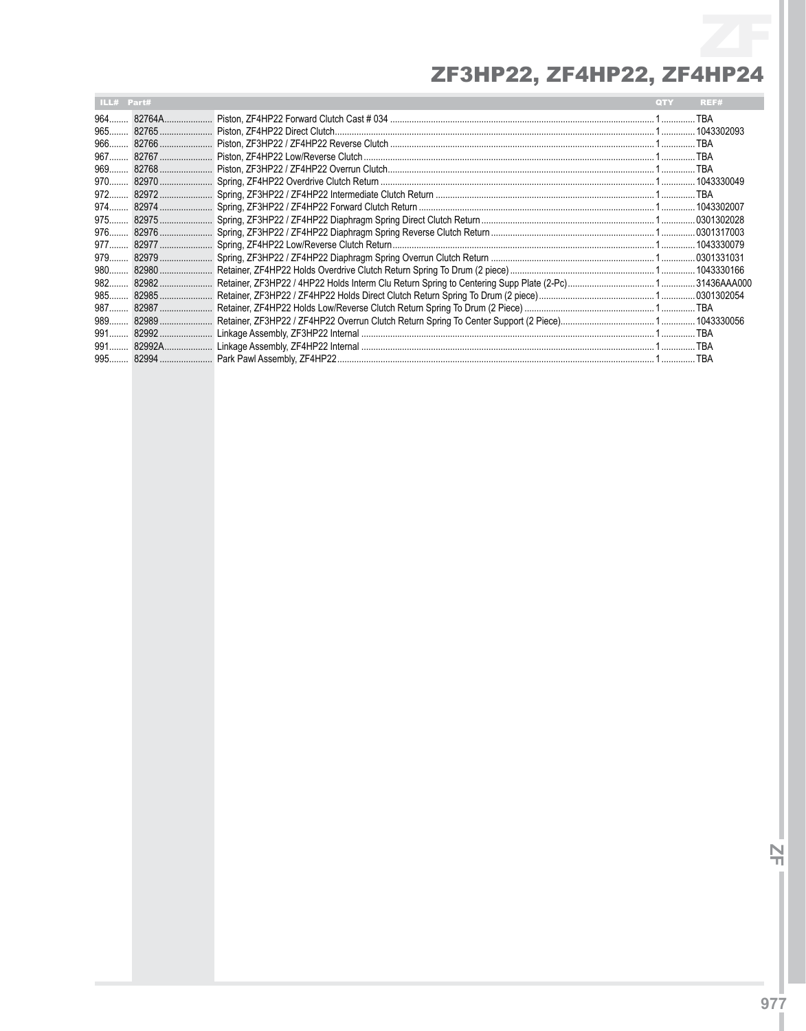# ZF3HP22, ZF4HP22, ZF4HP24

| ILL# | Part# | | QTY | REF# |
|---|---|---|---|---|
| 964 | 82764A | Piston, ZF4HP22 Forward Clutch Cast # 034 | 1 | TBA |
| 965 | 82765 | Piston, ZF4HP22 Direct Clutch | 1 | 1043302093 |
| 966 | 82766 | Piston, ZF3HP22 / ZF4HP22 Reverse Clutch | 1 | TBA |
| 967 | 82767 | Piston, ZF4HP22 Low/Reverse Clutch | 1 | TBA |
| 969 | 82768 | Piston, ZF3HP22 / ZF4HP22 Overrun Clutch | 1 | TBA |
| 970 | 82970 | Spring, ZF4HP22 Overdrive Clutch Return | 1 | 1043330049 |
| 972 | 82972 | Spring, ZF3HP22 / ZF4HP22 Intermediate Clutch Return | 1 | TBA |
| 974 | 82974 | Spring, ZF3HP22 / ZF4HP22 Forward Clutch Return | 1 | 1043302007 |
| 975 | 82975 | Spring, ZF3HP22 / ZF4HP22 Diaphragm Spring Direct Clutch Return | 1 | 0301302028 |
| 976 | 82976 | Spring, ZF3HP22 / ZF4HP22 Diaphragm Spring Reverse Clutch Return | 1 | 0301317003 |
| 977 | 82977 | Spring, ZF4HP22 Low/Reverse Clutch Return | 1 | 1043330079 |
| 979 | 82979 | Spring, ZF3HP22 / ZF4HP22 Diaphragm Spring Overrun Clutch Return | 1 | 0301331031 |
| 980 | 82980 | Retainer, ZF4HP22 Holds Overdrive Clutch Return Spring To Drum (2 piece) | 1 | 1043330166 |
| 982 | 82982 | Retainer, ZF3HP22 / 4HP22 Holds Interm Clu Return Spring to Centering Supp Plate (2-Pc) | 1 | 31436AAA000 |
| 985 | 82985 | Retainer, ZF3HP22 / ZF4HP22 Holds Direct Clutch Return Spring To Drum (2 piece) | 1 | 0301302054 |
| 987 | 82987 | Retainer, ZF4HP22 Holds Low/Reverse Clutch Return Spring To Drum (2 Piece) | 1 | TBA |
| 989 | 82989 | Retainer, ZF3HP22 / ZF4HP22 Overrun Clutch Return Spring To Center Support (2 Piece) | 1 | 1043330056 |
| 991 | 82992 | Linkage Assembly, ZF3HP22 Internal | 1 | TBA |
| 991 | 82992A | Linkage Assembly, ZF4HP22 Internal | 1 | TBA |
| 995 | 82994 | Park Pawl Assembly, ZF4HP22 | 1 | TBA |